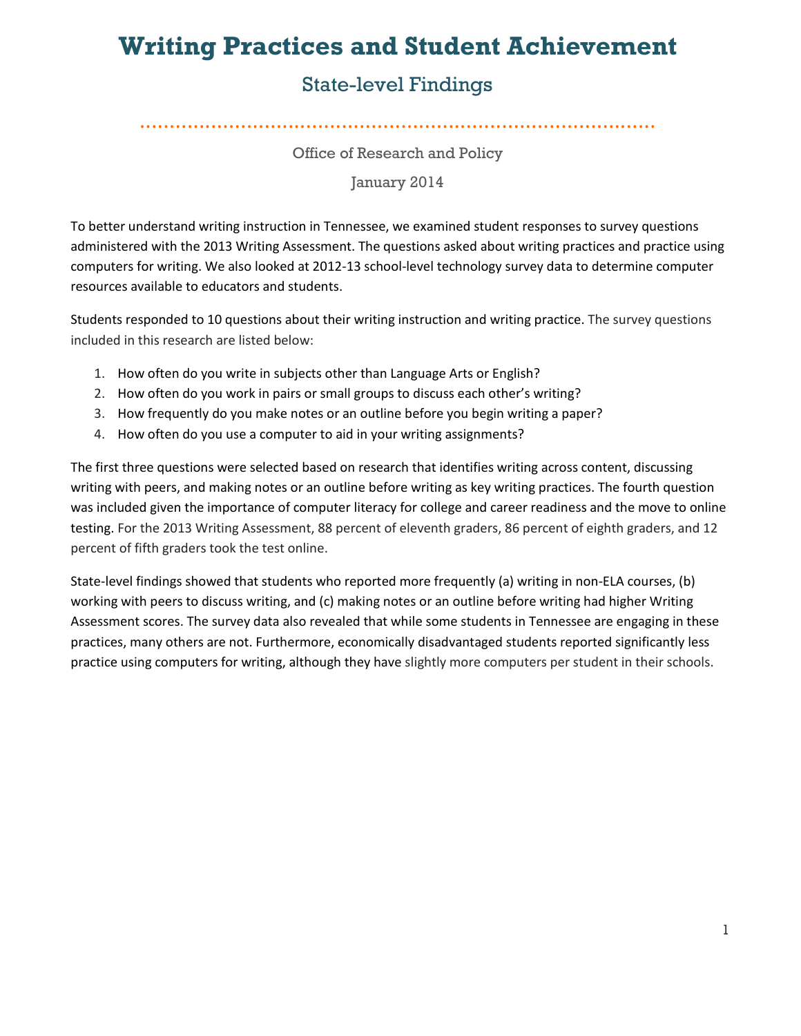# Writing Practices and Student Achievement

## State-level Findings

Office of Research and Policy

January 2014

To better understand writing instruction in Tennessee, we examined student responses to survey questions administered with the 2013 Writing Assessment. The questions asked about writing practices and practice using computers for writing. We also looked at 2012-13 school-level technology survey data to determine computer resources available to educators and students.

Students responded to 10 questions about their writing instruction and writing practice. The survey questions included in this research are listed below:

1. How often do you write in subjects other than Language Arts or English?
2. How often do you work in pairs or small groups to discuss each other's writing?
3. How frequently do you make notes or an outline before you begin writing a paper?
4. How often do you use a computer to aid in your writing assignments?

The first three questions were selected based on research that identifies writing across content, discussing writing with peers, and making notes or an outline before writing as key writing practices. The fourth question was included given the importance of computer literacy for college and career readiness and the move to online testing. For the 2013 Writing Assessment, 88 percent of eleventh graders, 86 percent of eighth graders, and 12 percent of fifth graders took the test online.

State-level findings showed that students who reported more frequently (a) writing in non-ELA courses, (b) working with peers to discuss writing, and (c) making notes or an outline before writing had higher Writing Assessment scores. The survey data also revealed that while some students in Tennessee are engaging in these practices, many others are not. Furthermore, economically disadvantaged students reported significantly less practice using computers for writing, although they have slightly more computers per student in their schools.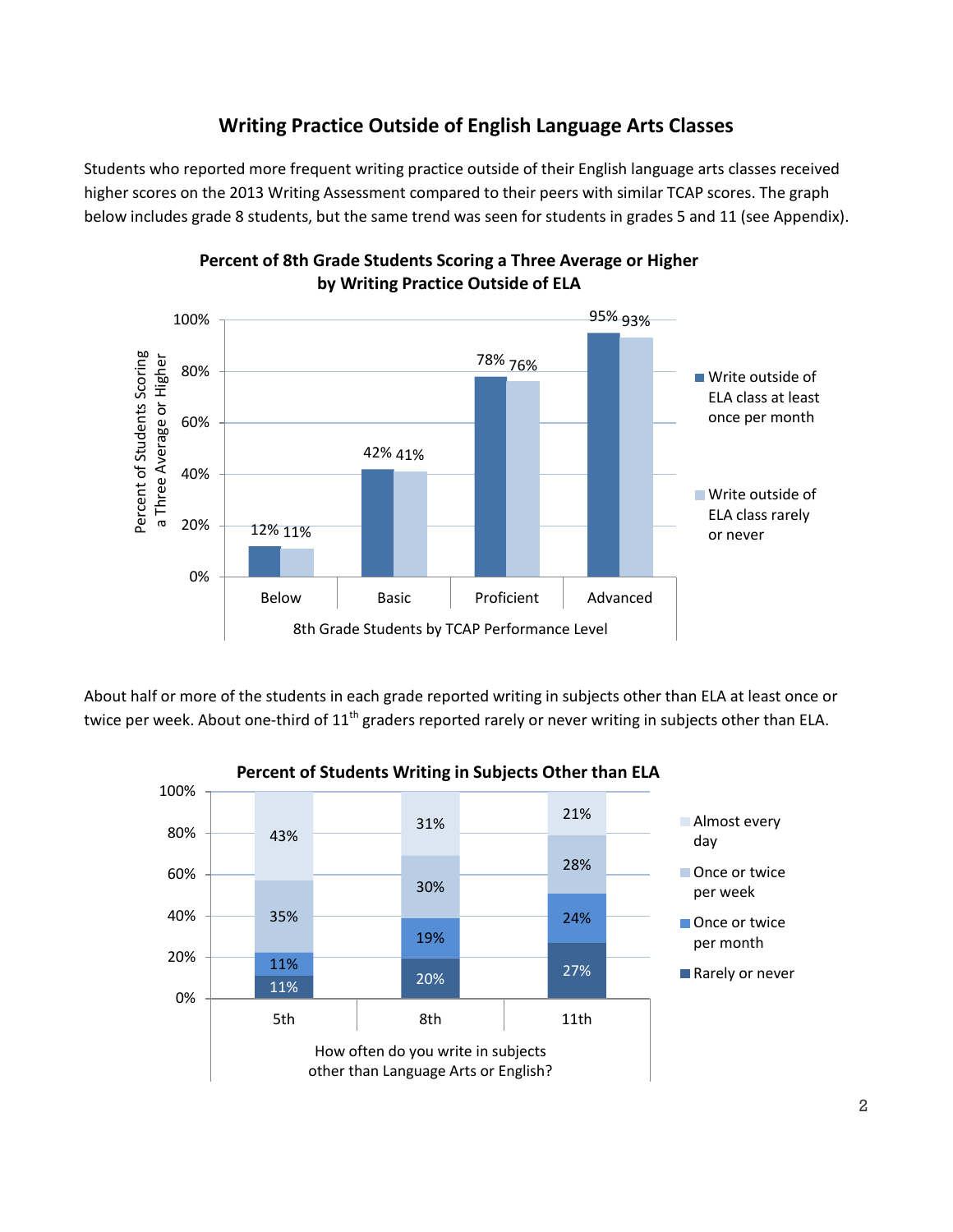# Writing Practice Outside of English Language Arts Classes

Students who reported more frequent writing practice outside of their English language arts classes received higher scores on the 2013 Writing Assessment compared to their peers with similar TCAP scores. The graph below includes grade 8 students, but the same trend was seen for students in grades 5 and 11 (see Appendix).

**Percent of 8th Grade Students Scoring a Three Average or Higher by Writing Practice Outside of ELA**

| 8th Grade Students by TCAP Performance Level | Write outside of ELA class at least once per month | Write outside of ELA class rarely or never |
|---|---|---|
| Below | 12% | 11% |
| Basic | 42% | 41% |
| Proficient | 78% | 76% |
| Advanced | 95% | 93% |

About half or more of the students in each grade reported writing in subjects other than ELA at least once or twice per week. About one-third of 11th graders reported rarely or never writing in subjects other than ELA.

**Percent of Students Writing in Subjects Other than ELA**

| How often do you write in subjects other than Language Arts or English? | 5th | 8th | 11th |
|---|---|---|---|
| Almost every day | 43% | 31% | 21% |
| Once or twice per week | 35% | 30% | 28% |
| Once or twice per month | 11% | 19% | 24% |
| Rarely or never | 11% | 20% | 27% |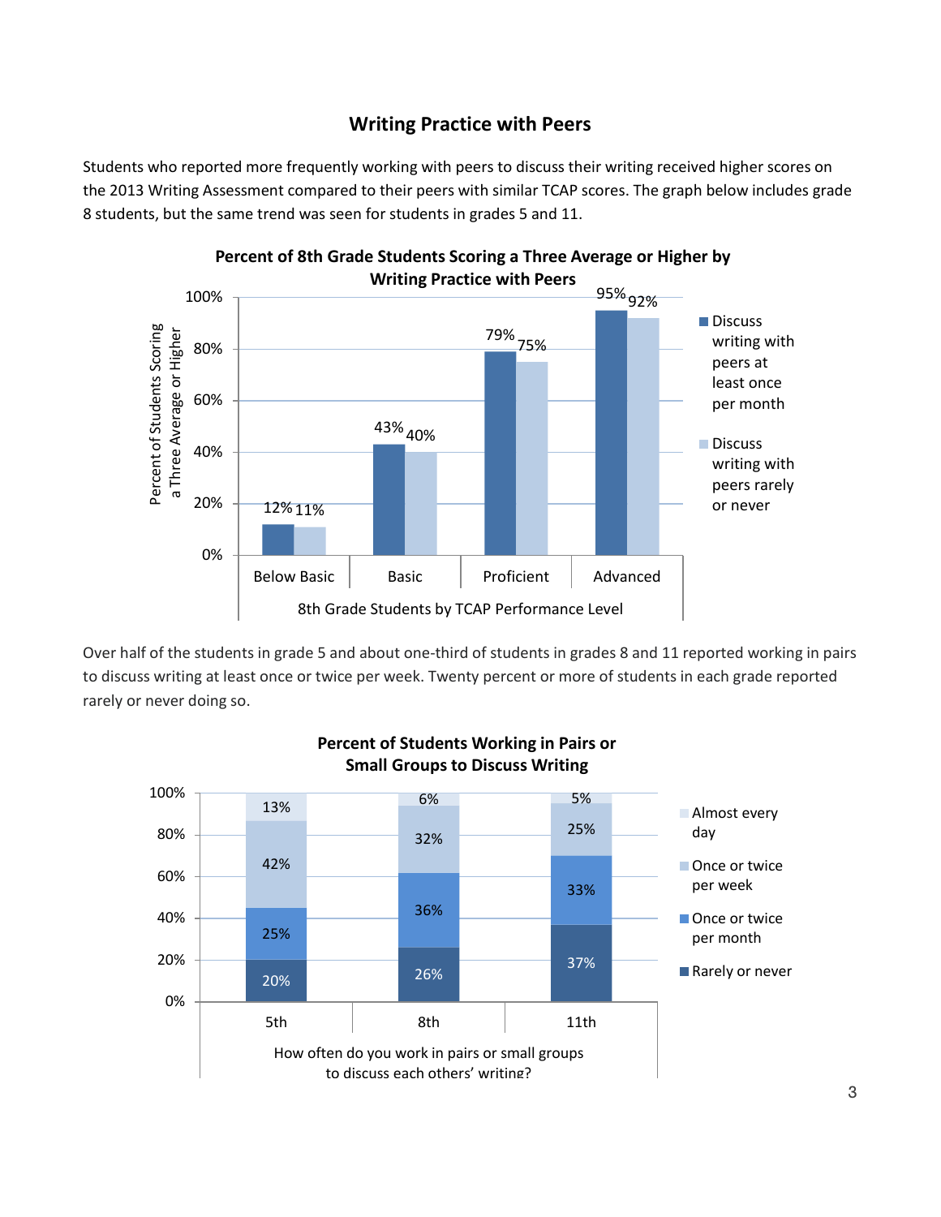## Writing Practice with Peers

Students who reported more frequently working with peers to discuss their writing received higher scores on the 2013 Writing Assessment compared to their peers with similar TCAP scores. The graph below includes grade 8 students, but the same trend was seen for students in grades 5 and 11.

**Percent of 8th Grade Students Scoring a Three Average or Higher by Writing Practice with Peers**

| 8th Grade Students by TCAP Performance Level | Discuss writing with peers at least once per month | Discuss writing with peers rarely or never |
|---|---|---|
| Below Basic | 12% | 11% |
| Basic | 43% | 40% |
| Proficient | 79% | 75% |
| Advanced | 95% | 92% |

Over half of the students in grade 5 and about one-third of students in grades 8 and 11 reported working in pairs to discuss writing at least once or twice per week. Twenty percent or more of students in each grade reported rarely or never doing so.

**Percent of Students Working in Pairs or Small Groups to Discuss Writing**

How often do you work in pairs or small groups to discuss each others' writing?

| Grade | Almost every day | Once or twice per week | Once or twice per month | Rarely or never |
|---|---|---|---|---|
| 5th | 13% | 42% | 25% | 20% |
| 8th | 6% | 32% | 36% | 26% |
| 11th | 5% | 25% | 33% | 37% |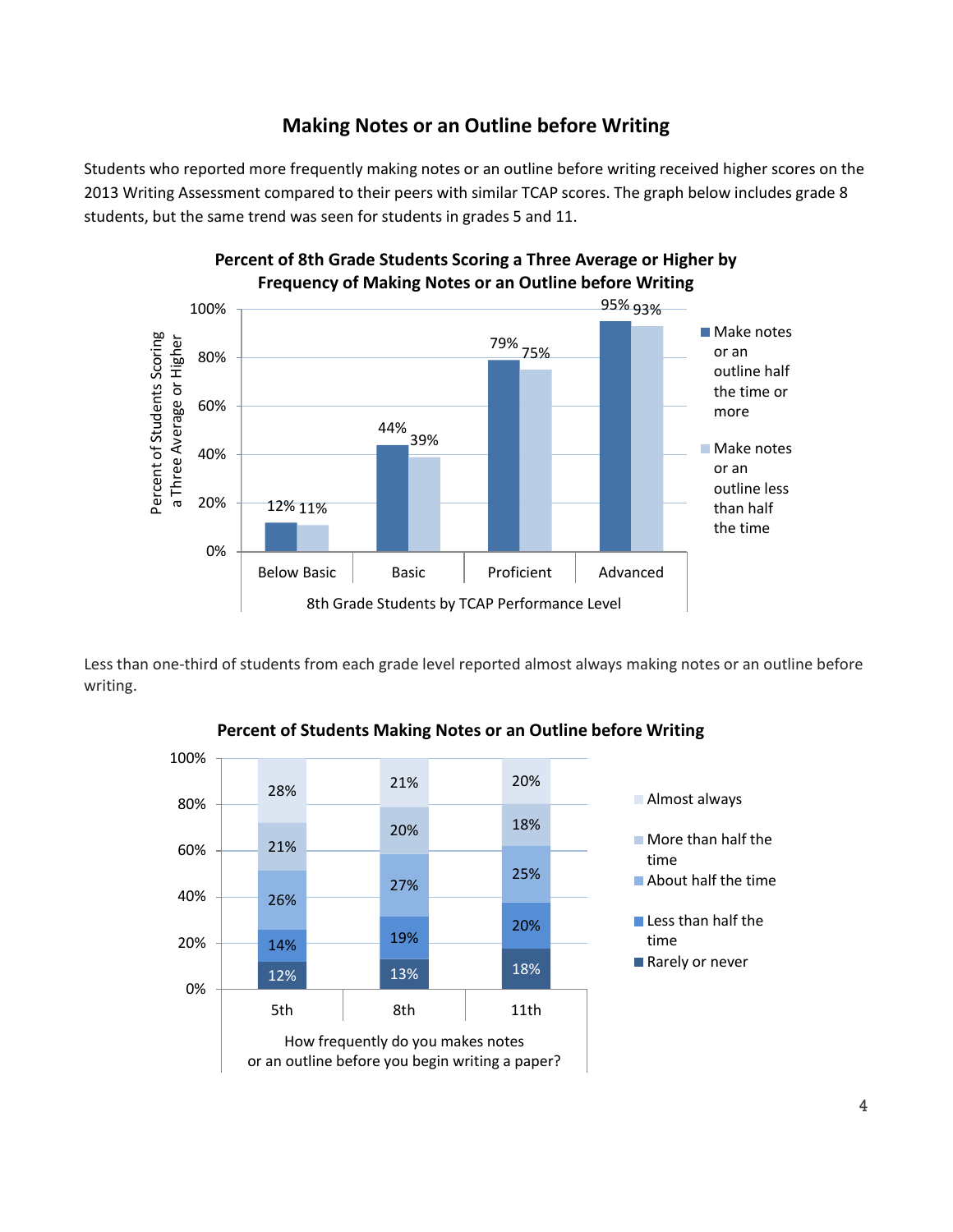## Making Notes or an Outline before Writing

Students who reported more frequently making notes or an outline before writing received higher scores on the 2013 Writing Assessment compared to their peers with similar TCAP scores. The graph below includes grade 8 students, but the same trend was seen for students in grades 5 and 11.

**Percent of 8th Grade Students Scoring a Three Average or Higher by Frequency of Making Notes or an Outline before Writing**

| 8th Grade Students by TCAP Performance Level | Make notes or an outline half the time or more | Make notes or an outline less than half the time |
|---|---|---|
| Below Basic | 12% | 11% |
| Basic | 44% | 39% |
| Proficient | 79% | 75% |
| Advanced | 95% | 93% |

Less than one-third of students from each grade level reported almost always making notes or an outline before writing.

**Percent of Students Making Notes or an Outline before Writing**

How frequently do you makes notes or an outline before you begin writing a paper?

| | 5th | 8th | 11th |
|---|---|---|---|
| Almost always | 28% | 21% | 20% |
| More than half the time | 21% | 20% | 18% |
| About half the time | 26% | 27% | 25% |
| Less than half the time | 14% | 19% | 20% |
| Rarely or never | 12% | 13% | 18% |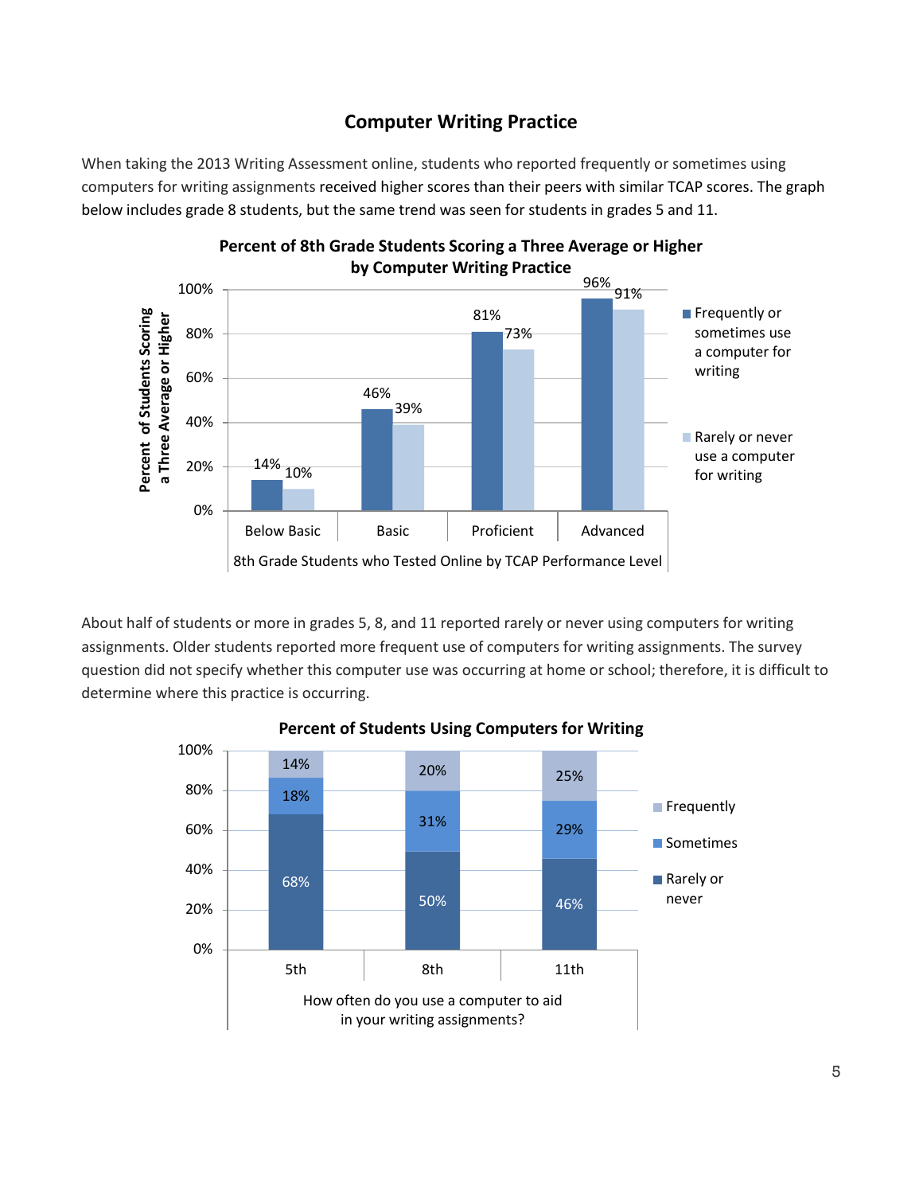## Computer Writing Practice

When taking the 2013 Writing Assessment online, students who reported frequently or sometimes using computers for writing assignments received higher scores than their peers with similar TCAP scores. The graph below includes grade 8 students, but the same trend was seen for students in grades 5 and 11.

**Percent of 8th Grade Students Scoring a Three Average or Higher by Computer Writing Practice**

| 8th Grade Students who Tested Online by TCAP Performance Level | Frequently or sometimes use a computer for writing | Rarely or never use a computer for writing |
|---|---|---|
| Below Basic | 14% | 10% |
| Basic | 46% | 39% |
| Proficient | 81% | 73% |
| Advanced | 96% | 91% |

About half of students or more in grades 5, 8, and 11 reported rarely or never using computers for writing assignments. Older students reported more frequent use of computers for writing assignments. The survey question did not specify whether this computer use was occurring at home or school; therefore, it is difficult to determine where this practice is occurring.

**Percent of Students Using Computers for Writing**

| How often do you use a computer to aid in your writing assignments? | Frequently | Sometimes | Rarely or never |
|---|---|---|---|
| 5th | 14% | 18% | 68% |
| 8th | 20% | 31% | 50% |
| 11th | 25% | 29% | 46% |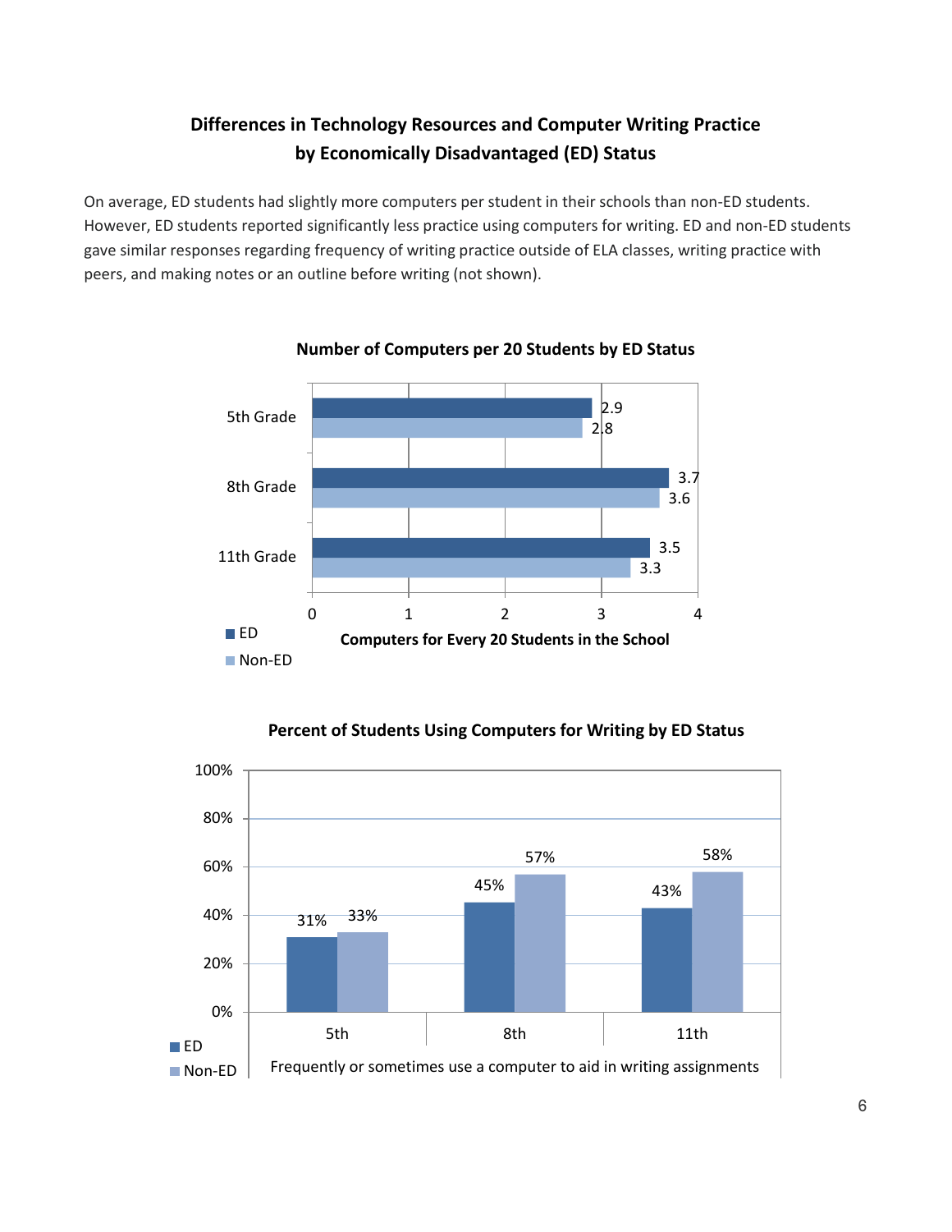## Differences in Technology Resources and Computer Writing Practice by Economically Disadvantaged (ED) Status

On average, ED students had slightly more computers per student in their schools than non-ED students. However, ED students reported significantly less practice using computers for writing. ED and non-ED students gave similar responses regarding frequency of writing practice outside of ELA classes, writing practice with peers, and making notes or an outline before writing (not shown).

**Number of Computers per 20 Students by ED Status**

| | ED | Non-ED |
|---|---|---|
| 5th Grade | 2.9 | 2.8 |
| 8th Grade | 3.7 | 3.6 |
| 11th Grade | 3.5 | 3.3 |

Computers for Every 20 Students in the School

**Percent of Students Using Computers for Writing by ED Status**

| | ED | Non-ED |
|---|---|---|
| 5th | 31% | 33% |
| 8th | 45% | 57% |
| 11th | 43% | 58% |

Frequently or sometimes use a computer to aid in writing assignments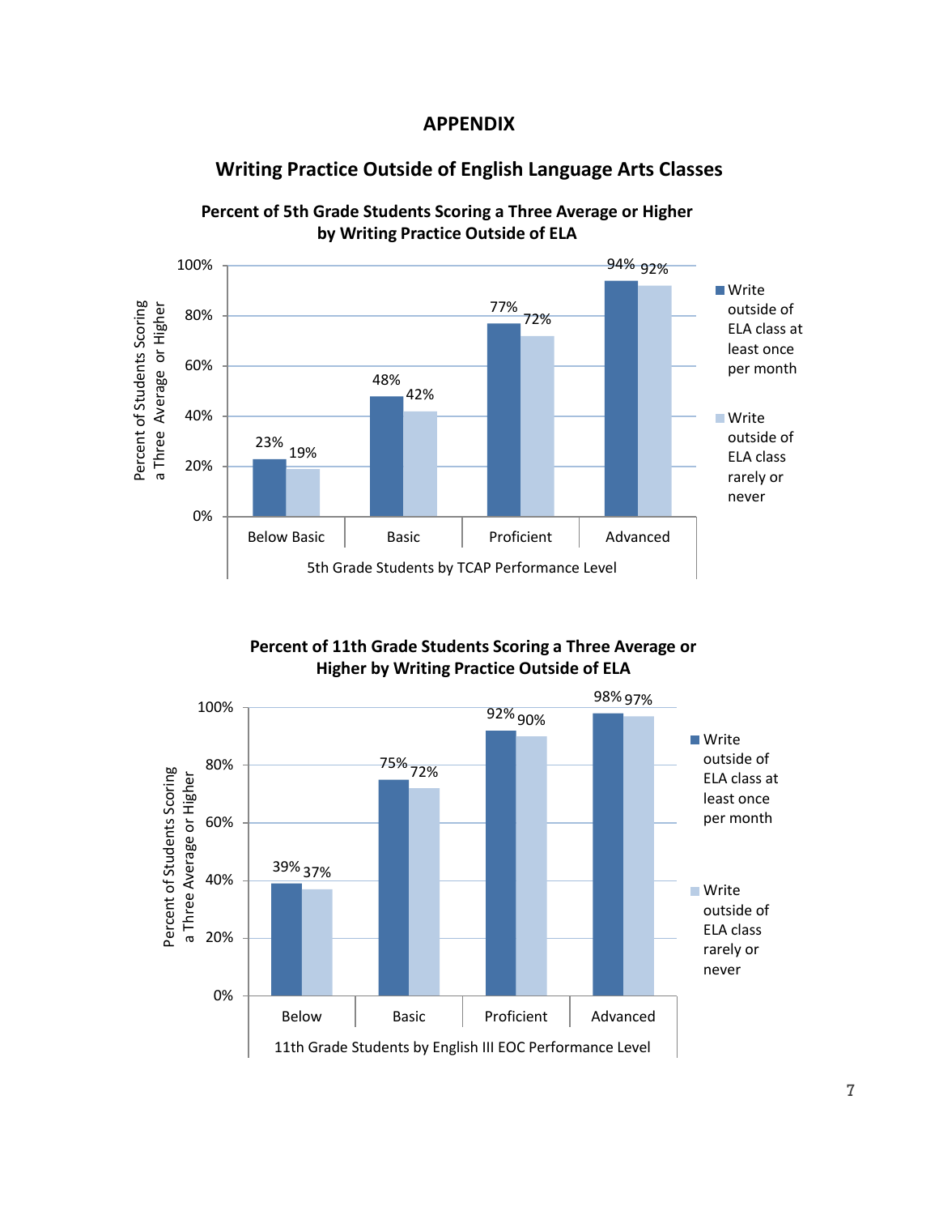# APPENDIX

## Writing Practice Outside of English Language Arts Classes

**Percent of 5th Grade Students Scoring a Three Average or Higher by Writing Practice Outside of ELA**

| 5th Grade Students by TCAP Performance Level | Write outside of ELA class at least once per month | Write outside of ELA class rarely or never |
|---|---|---|
| Below Basic | 23% | 19% |
| Basic | 48% | 42% |
| Proficient | 77% | 72% |
| Advanced | 94% | 92% |

**Percent of 11th Grade Students Scoring a Three Average or Higher by Writing Practice Outside of ELA**

| 11th Grade Students by English III EOC Performance Level | Write outside of ELA class at least once per month | Write outside of ELA class rarely or never |
|---|---|---|
| Below | 39% | 37% |
| Basic | 75% | 72% |
| Proficient | 92% | 90% |
| Advanced | 98% | 97% |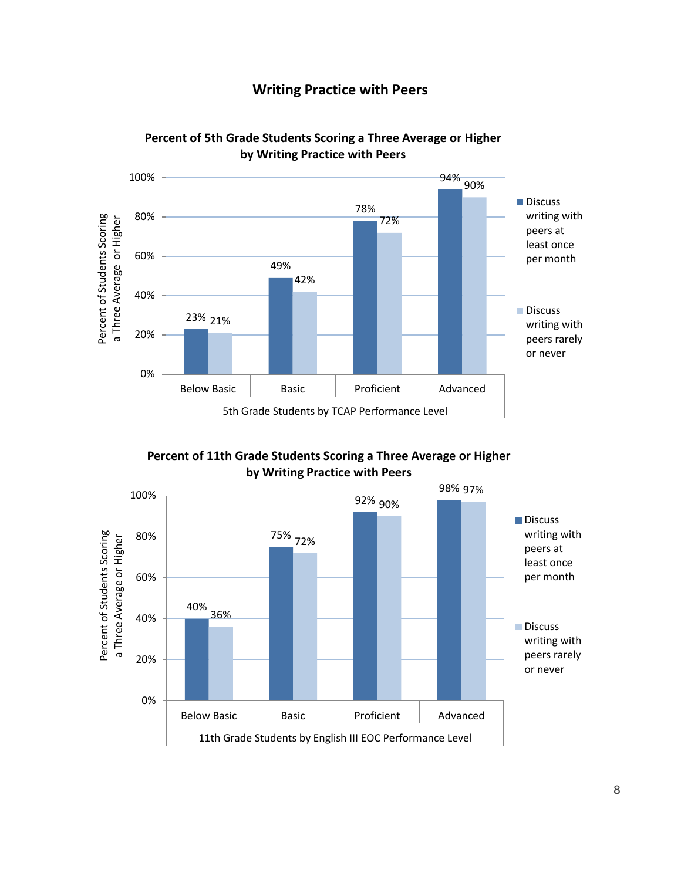## Writing Practice with Peers

**Percent of 5th Grade Students Scoring a Three Average or Higher by Writing Practice with Peers**

| 5th Grade Students by TCAP Performance Level | Discuss writing with peers at least once per month | Discuss writing with peers rarely or never |
|---|---|---|
| Below Basic | 23% | 21% |
| Basic | 49% | 42% |
| Proficient | 78% | 72% |
| Advanced | 94% | 90% |

**Percent of 11th Grade Students Scoring a Three Average or Higher by Writing Practice with Peers**

| 11th Grade Students by English III EOC Performance Level | Discuss writing with peers at least once per month | Discuss writing with peers rarely or never |
|---|---|---|
| Below Basic | 40% | 36% |
| Basic | 75% | 72% |
| Proficient | 92% | 90% |
| Advanced | 98% | 97% |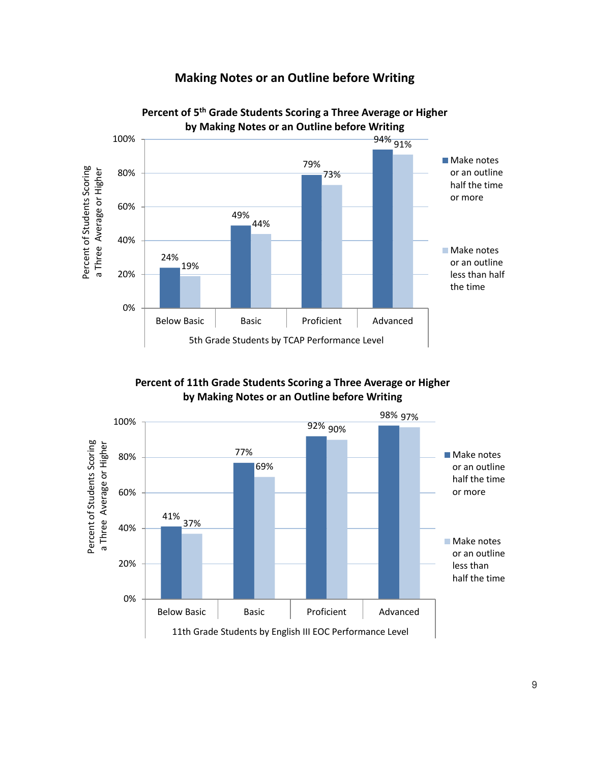# Making Notes or an Outline before Writing

**Percent of 5th Grade Students Scoring a Three Average or Higher by Making Notes or an Outline before Writing**

| 5th Grade Students by TCAP Performance Level | Make notes or an outline half the time or more | Make notes or an outline less than half the time |
|---|---|---|
| Below Basic | 24% | 19% |
| Basic | 49% | 44% |
| Proficient | 79% | 73% |
| Advanced | 94% | 91% |

**Percent of 11th Grade Students Scoring a Three Average or Higher by Making Notes or an Outline before Writing**

| 11th Grade Students by English III EOC Performance Level | Make notes or an outline half the time or more | Make notes or an outline less than half the time |
|---|---|---|
| Below Basic | 41% | 37% |
| Basic | 77% | 69% |
| Proficient | 92% | 90% |
| Advanced | 98% | 97% |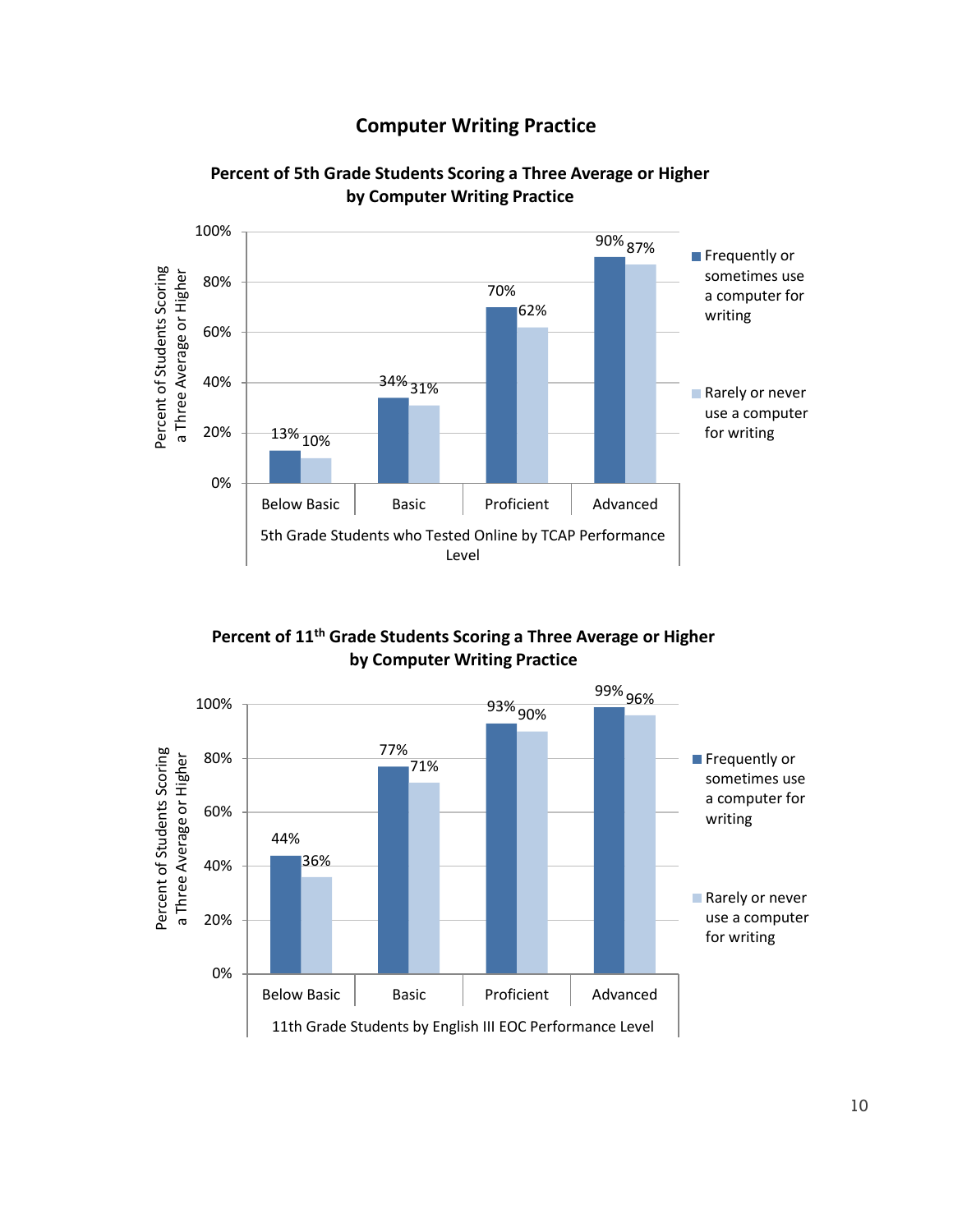# Computer Writing Practice

**Percent of 5th Grade Students Scoring a Three Average or Higher by Computer Writing Practice**

Percent of Students Scoring a Three Average or Higher

100%
80%
60%
40%
20%
0%

13% 10%
34% 31%
70% 62%
90% 87%

Below Basic
Basic
Proficient
Advanced

5th Grade Students who Tested Online by TCAP Performance Level

Frequently or sometimes use a computer for writing

Rarely or never use a computer for writing

**Percent of 11th Grade Students Scoring a Three Average or Higher by Computer Writing Practice**

Percent of Students Scoring a Three Average or Higher

100%
80%
60%
40%
20%
0%

44% 36%
77% 71%
93% 90%
99% 96%

Below Basic
Basic
Proficient
Advanced

11th Grade Students by English III EOC Performance Level

Frequently or sometimes use a computer for writing

Rarely or never use a computer for writing